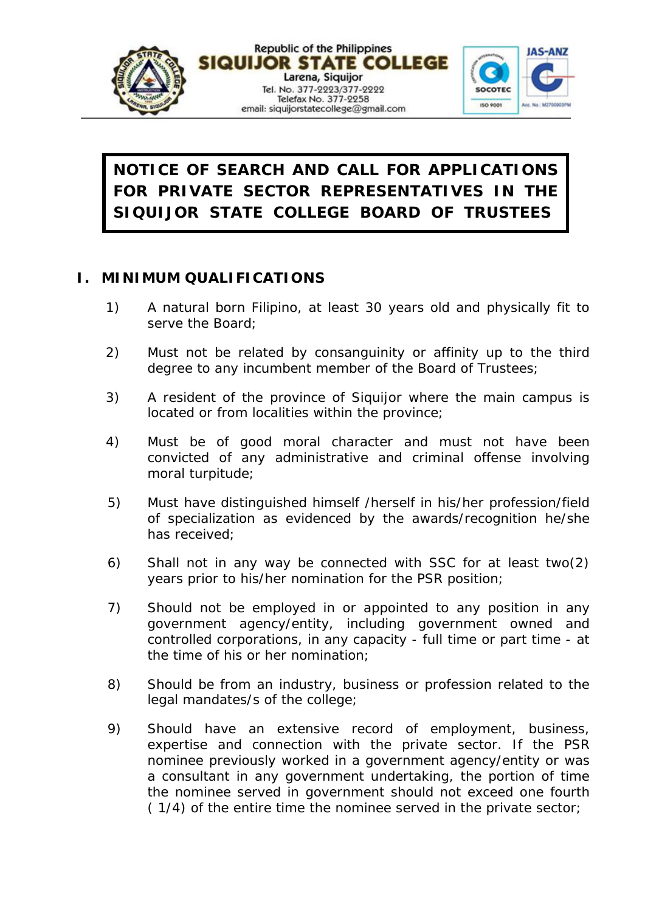Republic of the Philippines

**SIQUIJOR STATE COLLEGE**

Larena, Siquijor

Tel. No. 377-2223/377-2222

Telefax No. 377-2258

email: siquijorstatecollege@gmail.com

# NOTICE OF SEARCH AND CALL FOR APPLICATIONS FOR PRIVATE SECTOR REPRESENTATIVES IN THE SIQUIJOR STATE COLLEGE BOARD OF TRUSTEES

## I. MINIMUM QUALIFICATIONS

1) A natural born Filipino, at least 30 years old and physically fit to serve the Board;

2) Must not be related by consanguinity or affinity up to the third degree to any incumbent member of the Board of Trustees;

3) A resident of the province of Siquijor where the main campus is located or from localities within the province;

4) Must be of good moral character and must not have been convicted of any administrative and criminal offense involving moral turpitude;

5) Must have distinguished himself /herself in his/her profession/field of specialization as evidenced by the awards/recognition he/she has received;

6) Shall not in any way be connected with SSC for at least two(2) years prior to his/her nomination for the PSR position;

7) Should not be employed in or appointed to any position in any government agency/entity, including government owned and controlled corporations, in any capacity - full time or part time - at the time of his or her nomination;

8) Should be from an industry, business or profession related to the legal mandates/s of the college;

9) Should have an extensive record of employment, business, expertise and connection with the private sector. If the PSR nominee previously worked in a government agency/entity or was a consultant in any government undertaking, the portion of time the nominee served in government should not exceed one fourth ( 1/4) of the entire time the nominee served in the private sector;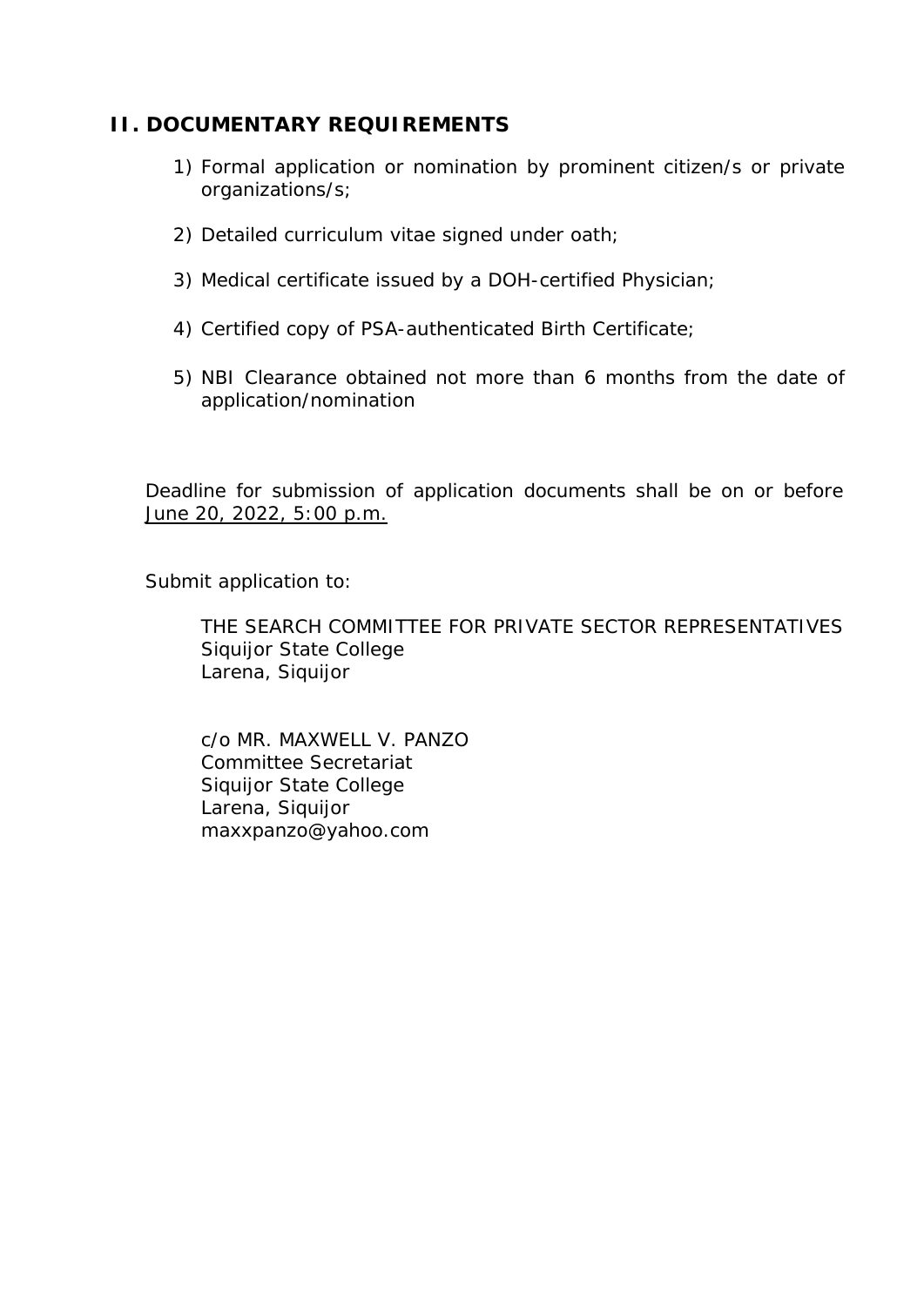## II. DOCUMENTARY REQUIREMENTS

1) Formal application or nomination by prominent citizen/s or private organizations/s;

2) Detailed curriculum vitae signed under oath;

3) Medical certificate issued by a DOH-certified Physician;

4) Certified copy of PSA-authenticated Birth Certificate;

5) NBI Clearance obtained not more than 6 months from the date of application/nomination

Deadline for submission of application documents shall be on or before June 20, 2022, 5:00 p.m.

Submit application to:

THE SEARCH COMMITTEE FOR PRIVATE SECTOR REPRESENTATIVES
Siquijor State College
Larena, Siquijor

c/o MR. MAXWELL V. PANZO
Committee Secretariat
Siquijor State College
Larena, Siquijor
maxxpanzo@yahoo.com